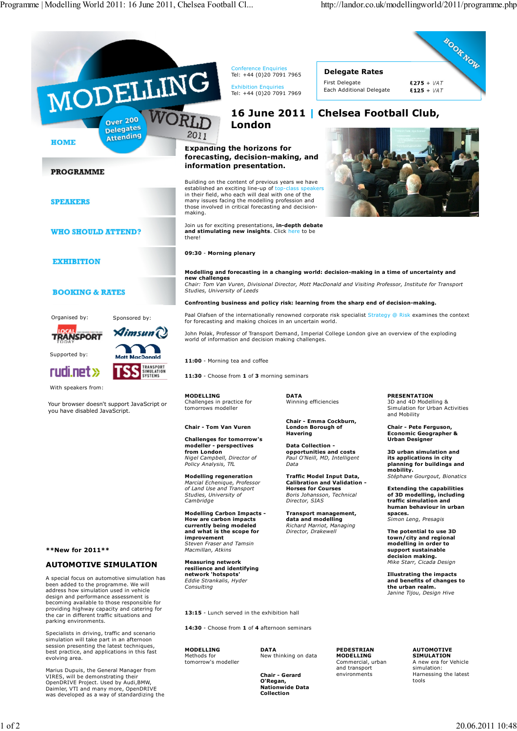# MODELLING WORLD 2011

Over 200 Delegates Attending

- HOME
- PROGRAMME
- SPEAKERS
- WHO SHOULD ATTEND?
- EXHIBITION
- BOOKING & RATES

Conference Enquiries
Tel: +44 (0)20 7091 7965

Exhibition Enquiries
Tel: +44 (0)20 7091 7969

**Delegate Rates**

| | |
|---|---|
| First Delegate | £275 + VAT |
| Each Additional Delegate | £125 + VAT |

BOOK NOW

## 16 June 2011 | Chelsea Football Club, London

### Expanding the horizons for forecasting, decision-making, and information presentation.

Building on the content of previous years we have established an exciting line-up of top-class speakers in their field, who each will deal with one of the many issues facing the modelling profession and those involved in critical forecasting and decision-making.

Join us for exciting presentations, **in-depth debate and stimulating new insights**. Click here to be there!

**09:30** - **Morning plenary**

**Modelling and forecasting in a changing world: decision-making in a time of uncertainty and new challenges**
*Chair: Tom Van Vuren, Divisional Director, Mott MacDonald and Visiting Professor, Institute for Transport Studies, University of Leeds*

**Confronting business and policy risk: learning from the sharp end of decision-making.**

Paal Olafsen of the internationally renowned corporate risk specialist Strategy @ Risk examines the context for forecasting and making choices in an uncertain world.

John Polak, Professor of Transport Demand, Imperial College London give an overview of the exploding world of information and decision making challenges.

**11:00** - Morning tea and coffee

**11:30** - Choose from **1** of **3** morning seminars

**MODELLING**
Challenges in practice for tomorrows modeller

**Chair - Tom Van Vuren**

**Challenges for tomorrow's modeller - perspectives from London**
*Nigel Campbell, Director of Policy Analysis, TfL*

**Modelling regeneration**
*Marcial Echenique, Professor of Land Use and Transport Studies, University of Cambridge*

**Modelling Carbon Impacts - How are carbon impacts currently being modeled and what is the scope for improvement**
*Steven Fraser and Tamsin Macmillan, Atkins*

**Measuring network resilience and identifying network 'hotspots'**
*Eddie Strankalis, Hyder Consulting*

**DATA**
Winning efficiencies

**Chair - Emma Cockburn, London Borough of Havering**

**Data Collection - opportunities and costs**
*Paul O'Neill, MD, Intelligent Data*

**Traffic Model Input Data, Calibration and Validation - Horses for Courses**
*Boris Johansson, Technical Director, SIAS*

**Transport management, data and modelling**
*Richard Marriot, Managing Director, Drakewell*

**PRESENTATION**
3D and 4D Modelling & Simulation for Urban Activities and Mobility

**Chair - Pete Ferguson, Economic Geographer & Urban Designer**

**3D urban simulation and its applications in city planning for buildings and mobility.**
*Stéphane Gourgout, Bionatics*

**Extending the capabilities of 3D modelling, including traffic simulation and human behaviour in urban spaces.**
*Simon Leng, Presagis*

**The potential to use 3D town/city and regional modelling in order to support sustainable decision making.**
*Mike Starr, Cicada Design*

**Illustrating the impacts and benefits of changes to the urban realm.**
*Janine Tijou, Design Hive*

**13:15** - Lunch served in the exhibition hall

**14:30** - Choose from **1** of **4** afternoon seminars

**MODELLING**
Methods for tomorrow's modeller

**DATA**
New thinking on data

**Chair - Gerard O'Regan, Nationwide Data Collection**

**PEDESTRIAN MODELLING**
Commercial, urban and transport environments

**AUTOMOTIVE SIMULATION**
A new era for Vehicle simulation:
Harnessing the latest tools

Organised by: Local Transport Today

Sponsored by: Aimsun, Mott MacDonald, TSS Transport Simulation Systems

Supported by: rudi.net

With speakers from:

Your browser doesn't support JavaScript or you have disabled JavaScript.

**\*\*New for 2011\*\***

### AUTOMOTIVE SIMULATION

A special focus on automotive simulation has been added to the programme. We will address how simulation used in vehicle design and performance assessment is becoming available to those responsible for providing highway capacity and catering for the car in different traffic situations and parking environments.

Specialists in driving, traffic and scenario simulation will take part in an afternoon session presenting the latest techniques, best practice, and applications in this fast evolving area.

Marius Dupuis, the General Manager from VIRES, will be demonstrating their OpenDRIVE Project. Used by Audi,BMW, Daimler, VTI and many more, OpenDRIVE was developed as a way of standardizing the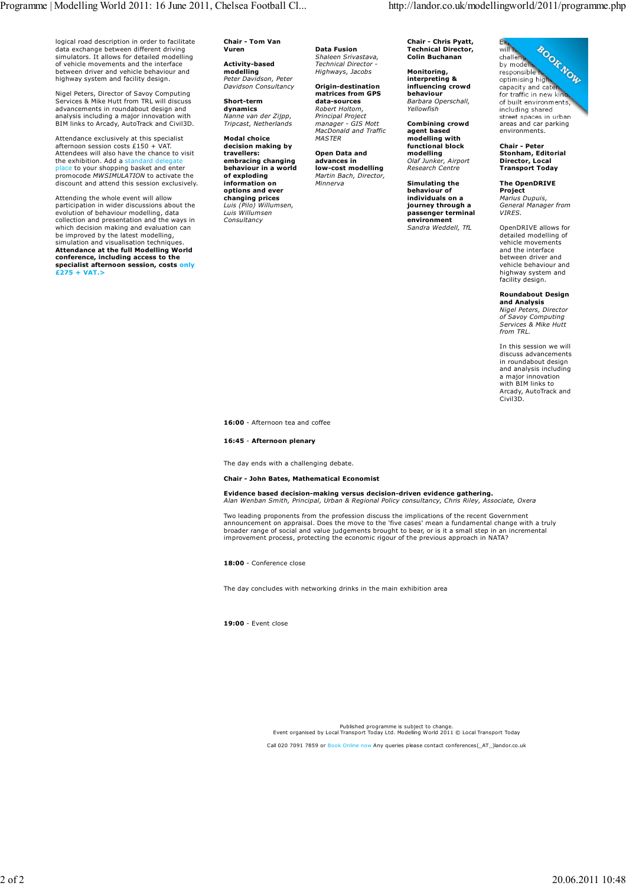logical road description in order to facilitate data exchange between different driving simulators. It allows for detailed modelling of vehicle movements and the interface between driver and vehicle behaviour and highway system and facility design.

Nigel Peters, Director of Savoy Computing Services & Mike Hutt from TRL will discuss advancements in roundabout design and analysis including a major innovation with BIM links to Arcady, AutoTrack and Civil3D.

Attendance exclusively at this specialist afternoon session costs £150 + VAT. Attendees will also have the chance to visit the exhibition. Add a standard delegate place to your shopping basket and enter promocode *MWSIMULATION* to activate the discount and attend this session exclusively.

Attending the whole event will allow participation in wider discussions about the evolution of behaviour modelling, data collection and presentation and the ways in which decision making and evaluation can be improved by the latest modelling, simulation and visualisation techniques. **Attendance at the full Modelling World conference, including access to the specialist afternoon session, costs only £275 + VAT.>**

**Chair - Tom Van Vuren**

**Activity-based modelling**
*Peter Davidson, Peter Davidson Consultancy*

**Short-term dynamics**
*Nanne van der Zijpp, Tripcast, Netherlands*

**Modal choice decision making by travellers: embracing changing behaviour in a world of exploding information on options and ever changing prices**
*Luis (Pilo) Willumsen, Luis Willumsen Consultancy*

**Data Fusion**
*Shaleen Srivastava, Technical Director - Highways, Jacobs*

**Origin-destination matrices from GPS data-sources**
*Robert Holtom, Principal Project manager - GIS Mott MacDonald and Traffic MASTER*

**Open Data and advances in low-cost modelling**
*Martin Bach, Director, Minnerva*

**Chair - Chris Pyatt, Technical Director, Colin Buchanan**

**Monitoring, interpreting & influencing crowd behaviour**
*Barbara Operschall, Yellowfish*

**Combining crowd agent based modelling with functional block modelling**
*Olaf Junker, Airport Research Centre*

**Simulating the behaviour of individuals on a journey through a passenger terminal environment**
*Sandra Weddell, TfL*

Ex... will ... challeng... by modelle... responsible f... optimising high... capacity and cater... for traffic in new kind... of built environments, including shared street spaces in urban areas and car parking environments.

**Chair - Peter Stonham, Editorial Director, Local Transport Today**

**The OpenDRIVE Project**
*Marius Dupuis, General Manager from VIRES.*

OpenDRIVE allows for detailed modelling of vehicle movements and the interface between driver and vehicle behaviour and highway system and facility design.

**Roundabout Design and Analysis**
*Nigel Peters, Director of Savoy Computing Services & Mike Hutt from TRL.*

In this session we will discuss advancements in roundabout design and analysis including a major innovation with BIM links to Arcady, AutoTrack and Civil3D.

**16:00** - Afternoon tea and coffee

**16:45** - **Afternoon plenary**

The day ends with a challenging debate.

**Chair - John Bates, Mathematical Economist**

**Evidence based decision-making versus decision-driven evidence gathering.**
*Alan Wenban Smith, Principal, Urban & Regional Policy consultancy, Chris Riley, Associate, Oxera*

Two leading proponents from the profession discuss the implications of the recent Government announcement on appraisal. Does the move to the 'five cases' mean a fundamental change with a truly broader range of social and value judgements brought to bear, or is it a small step in an incremental improvement process, protecting the economic rigour of the previous approach in NATA?

**18:00** - Conference close

The day concludes with networking drinks in the main exhibition area

**19:00** - Event close

Published programme is subject to change.
Event organised by Local Transport Today Ltd. Modelling World 2011 © Local Transport Today

Call 020 7091 7859 or Book Online now Any queries please contact conferences(_AT_)landor.co.uk